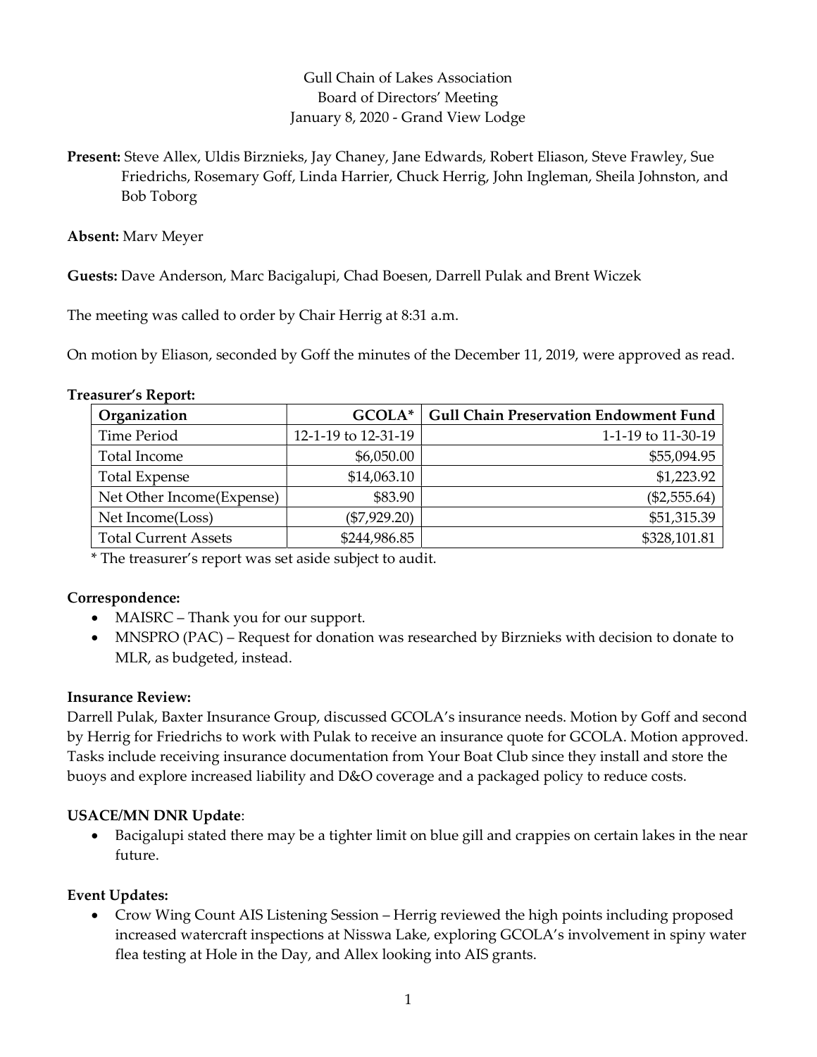Gull Chain of Lakes Association
Board of Directors' Meeting
January 8, 2020 - Grand View Lodge

**Present:** Steve Allex, Uldis Birznieks, Jay Chaney, Jane Edwards, Robert Eliason, Steve Frawley, Sue Friedrichs, Rosemary Goff, Linda Harrier, Chuck Herrig, John Ingleman, Sheila Johnston, and Bob Toborg

**Absent:** Marv Meyer

**Guests:** Dave Anderson, Marc Bacigalupi, Chad Boesen, Darrell Pulak and Brent Wiczek

The meeting was called to order by Chair Herrig at 8:31 a.m.

On motion by Eliason, seconded by Goff the minutes of the December 11, 2019, were approved as read.

**Treasurer's Report:**

| Organization | GCOLA* | Gull Chain Preservation Endowment Fund |
|---|---|---|
| Time Period | 12-1-19 to 12-31-19 | 1-1-19 to 11-30-19 |
| Total Income | $6,050.00 | $55,094.95 |
| Total Expense | $14,063.10 | $1,223.92 |
| Net Other Income(Expense) | $83.90 | ($2,555.64) |
| Net Income(Loss) | ($7,929.20) | $51,315.39 |
| Total Current Assets | $244,986.85 | $328,101.81 |

\* The treasurer's report was set aside subject to audit.

**Correspondence:**

- MAISRC – Thank you for our support.
- MNSPRO (PAC) – Request for donation was researched by Birznieks with decision to donate to MLR, as budgeted, instead.

**Insurance Review:**

Darrell Pulak, Baxter Insurance Group, discussed GCOLA's insurance needs. Motion by Goff and second by Herrig for Friedrichs to work with Pulak to receive an insurance quote for GCOLA. Motion approved. Tasks include receiving insurance documentation from Your Boat Club since they install and store the buoys and explore increased liability and D&O coverage and a packaged policy to reduce costs.

**USACE/MN DNR Update**:

- Bacigalupi stated there may be a tighter limit on blue gill and crappies on certain lakes in the near future.

**Event Updates:**

- Crow Wing Count AIS Listening Session – Herrig reviewed the high points including proposed increased watercraft inspections at Nisswa Lake, exploring GCOLA's involvement in spiny water flea testing at Hole in the Day, and Allex looking into AIS grants.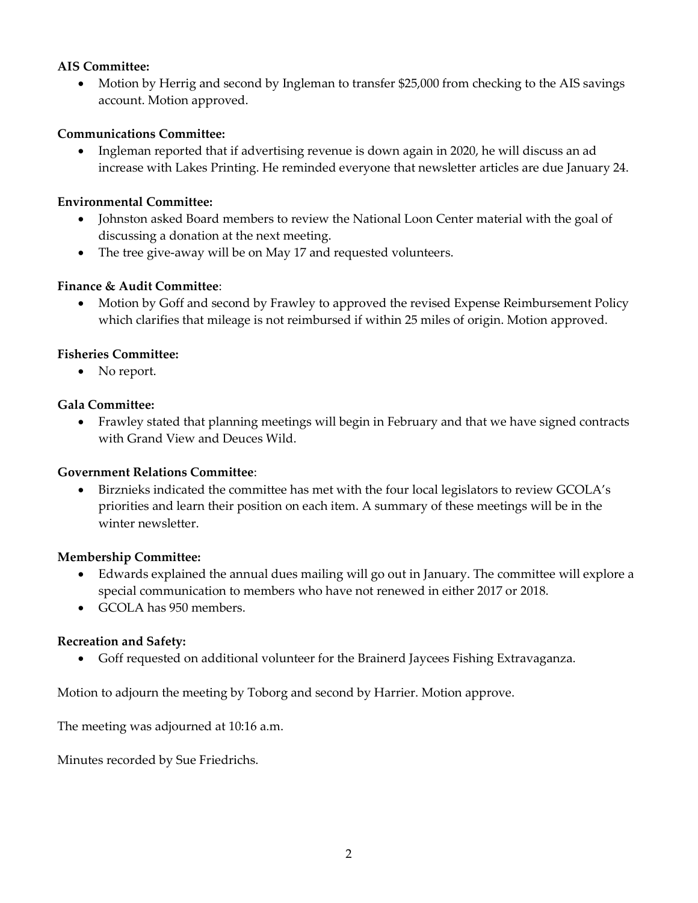**AIS Committee:**

- Motion by Herrig and second by Ingleman to transfer $25,000 from checking to the AIS savings account. Motion approved.

**Communications Committee:**

- Ingleman reported that if advertising revenue is down again in 2020, he will discuss an ad increase with Lakes Printing. He reminded everyone that newsletter articles are due January 24.

**Environmental Committee:**

- Johnston asked Board members to review the National Loon Center material with the goal of discussing a donation at the next meeting.
- The tree give-away will be on May 17 and requested volunteers.

**Finance & Audit Committee**:

- Motion by Goff and second by Frawley to approved the revised Expense Reimbursement Policy which clarifies that mileage is not reimbursed if within 25 miles of origin. Motion approved.

**Fisheries Committee:**

- No report.

**Gala Committee:**

- Frawley stated that planning meetings will begin in February and that we have signed contracts with Grand View and Deuces Wild.

**Government Relations Committee**:

- Birznieks indicated the committee has met with the four local legislators to review GCOLA's priorities and learn their position on each item. A summary of these meetings will be in the winter newsletter.

**Membership Committee:**

- Edwards explained the annual dues mailing will go out in January. The committee will explore a special communication to members who have not renewed in either 2017 or 2018.
- GCOLA has 950 members.

**Recreation and Safety:**

- Goff requested on additional volunteer for the Brainerd Jaycees Fishing Extravaganza.

Motion to adjourn the meeting by Toborg and second by Harrier. Motion approve.

The meeting was adjourned at 10:16 a.m.

Minutes recorded by Sue Friedrichs.